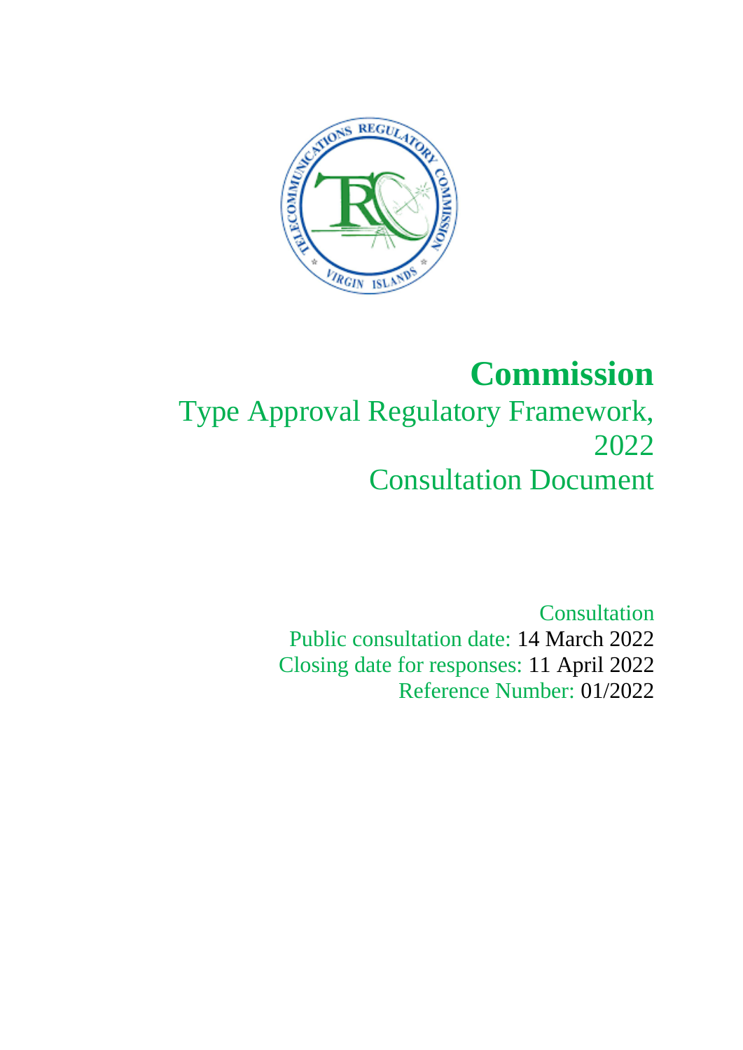# Commission

## Type Approval Regulatory Framework, 2022

## Consultation Document

Consultation

Public consultation date: 14 March 2022

Closing date for responses: 11 April 2022

Reference Number: 01/2022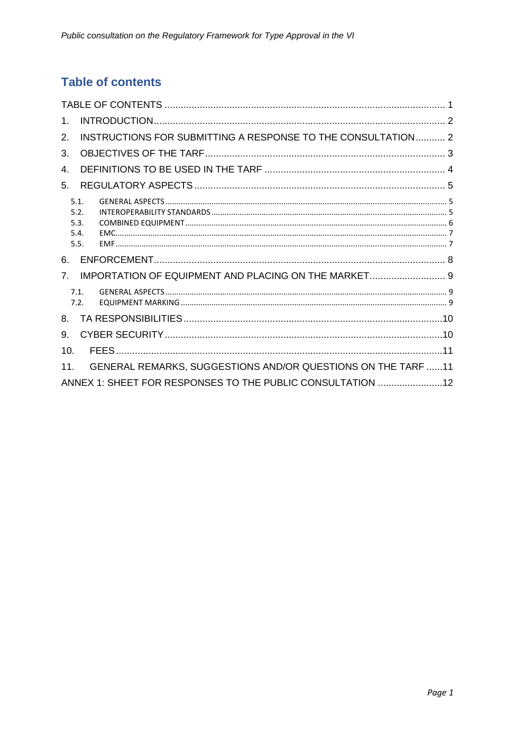## Table of contents

TABLE OF CONTENTS ........................................................................................................ 1

1. INTRODUCTION ........................................................................................................ 2
2. INSTRUCTIONS FOR SUBMITTING A RESPONSE TO THE CONSULTATION ........... 2
3. OBJECTIVES OF THE TARF ........................................................................................ 3
4. DEFINITIONS TO BE USED IN THE TARF ................................................................... 4
5. REGULATORY ASPECTS ............................................................................................ 5
   - 5.1. GENERAL ASPECTS ................................................................................................ 5
   - 5.2. INTEROPERABILITY STANDARDS .......................................................................... 5
   - 5.3. COMBINED EQUIPMENT ....................................................................................... 6
   - 5.4. EMC ........................................................................................................................ 7
   - 5.5. EMF ........................................................................................................................ 7
6. ENFORCEMENT ........................................................................................................... 8
7. IMPORTATION OF EQUIPMENT AND PLACING ON THE MARKET ............................ 9
   - 7.1. GENERAL ASPECTS ................................................................................................ 9
   - 7.2. EQUIPMENT MARKING .......................................................................................... 9
8. TA RESPONSIBILITIES ............................................................................................... 10
9. CYBER SECURITY ....................................................................................................... 10
10. FEES .......................................................................................................................... 11
11. GENERAL REMARKS, SUGGESTIONS AND/OR QUESTIONS ON THE TARF ...... 11

ANNEX 1: SHEET FOR RESPONSES TO THE PUBLIC CONSULTATION ........................ 12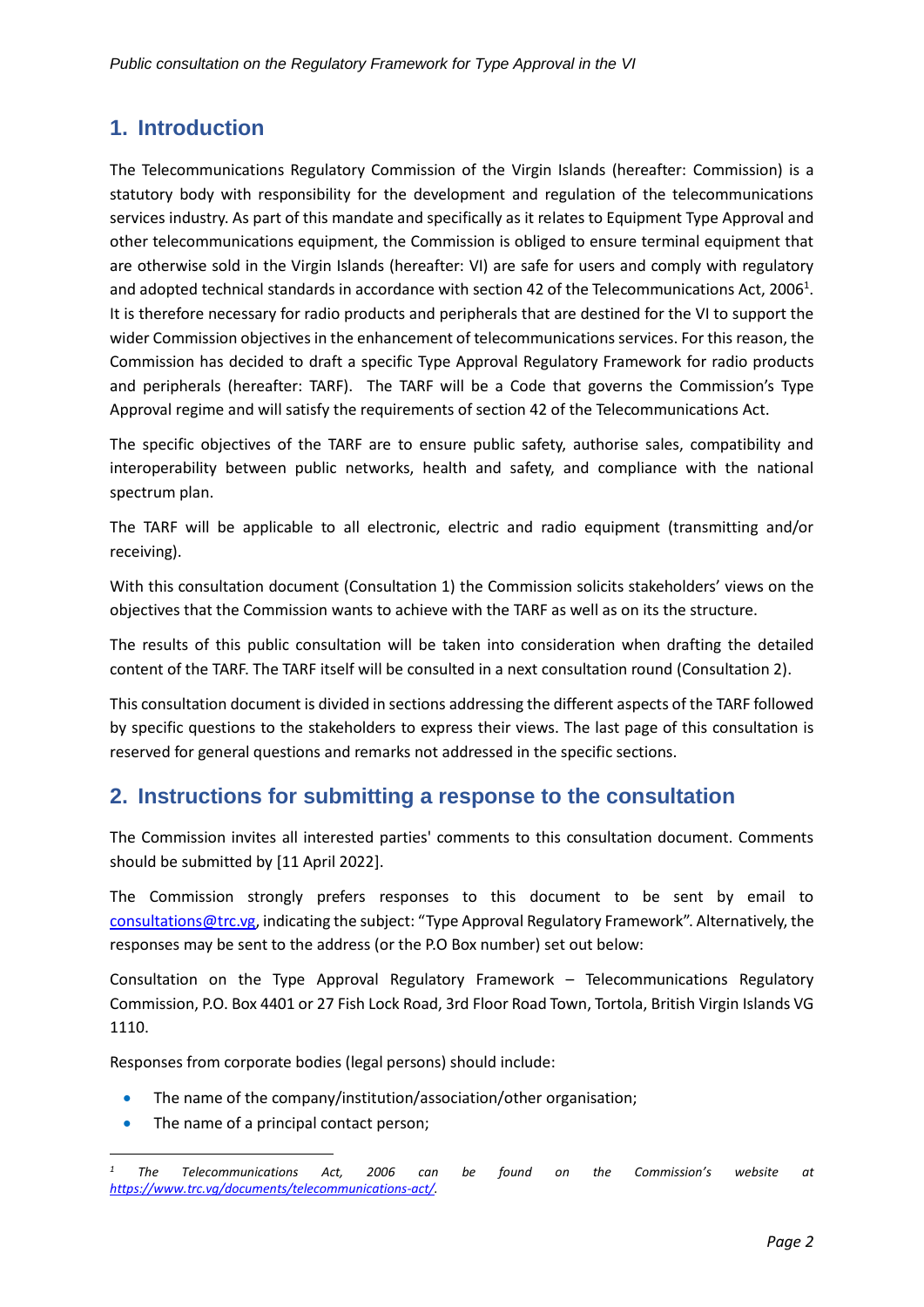## 1. Introduction

The Telecommunications Regulatory Commission of the Virgin Islands (hereafter: Commission) is a statutory body with responsibility for the development and regulation of the telecommunications services industry. As part of this mandate and specifically as it relates to Equipment Type Approval and other telecommunications equipment, the Commission is obliged to ensure terminal equipment that are otherwise sold in the Virgin Islands (hereafter: VI) are safe for users and comply with regulatory and adopted technical standards in accordance with section 42 of the Telecommunications Act, 2006[1]. It is therefore necessary for radio products and peripherals that are destined for the VI to support the wider Commission objectives in the enhancement of telecommunications services. For this reason, the Commission has decided to draft a specific Type Approval Regulatory Framework for radio products and peripherals (hereafter: TARF). The TARF will be a Code that governs the Commission's Type Approval regime and will satisfy the requirements of section 42 of the Telecommunications Act.

The specific objectives of the TARF are to ensure public safety, authorise sales, compatibility and interoperability between public networks, health and safety, and compliance with the national spectrum plan.

The TARF will be applicable to all electronic, electric and radio equipment (transmitting and/or receiving).

With this consultation document (Consultation 1) the Commission solicits stakeholders' views on the objectives that the Commission wants to achieve with the TARF as well as on its the structure.

The results of this public consultation will be taken into consideration when drafting the detailed content of the TARF. The TARF itself will be consulted in a next consultation round (Consultation 2).

This consultation document is divided in sections addressing the different aspects of the TARF followed by specific questions to the stakeholders to express their views. The last page of this consultation is reserved for general questions and remarks not addressed in the specific sections.

## 2. Instructions for submitting a response to the consultation

The Commission invites all interested parties' comments to this consultation document. Comments should be submitted by [11 April 2022].

The Commission strongly prefers responses to this document to be sent by email to consultations@trc.vg, indicating the subject: "Type Approval Regulatory Framework". Alternatively, the responses may be sent to the address (or the P.O Box number) set out below:

Consultation on the Type Approval Regulatory Framework – Telecommunications Regulatory Commission, P.O. Box 4401 or 27 Fish Lock Road, 3rd Floor Road Town, Tortola, British Virgin Islands VG 1110.

Responses from corporate bodies (legal persons) should include:

- The name of the company/institution/association/other organisation;
- The name of a principal contact person;

[1] *The Telecommunications Act, 2006 can be found on the Commission's website at https://www.trc.vg/documents/telecommunications-act/.*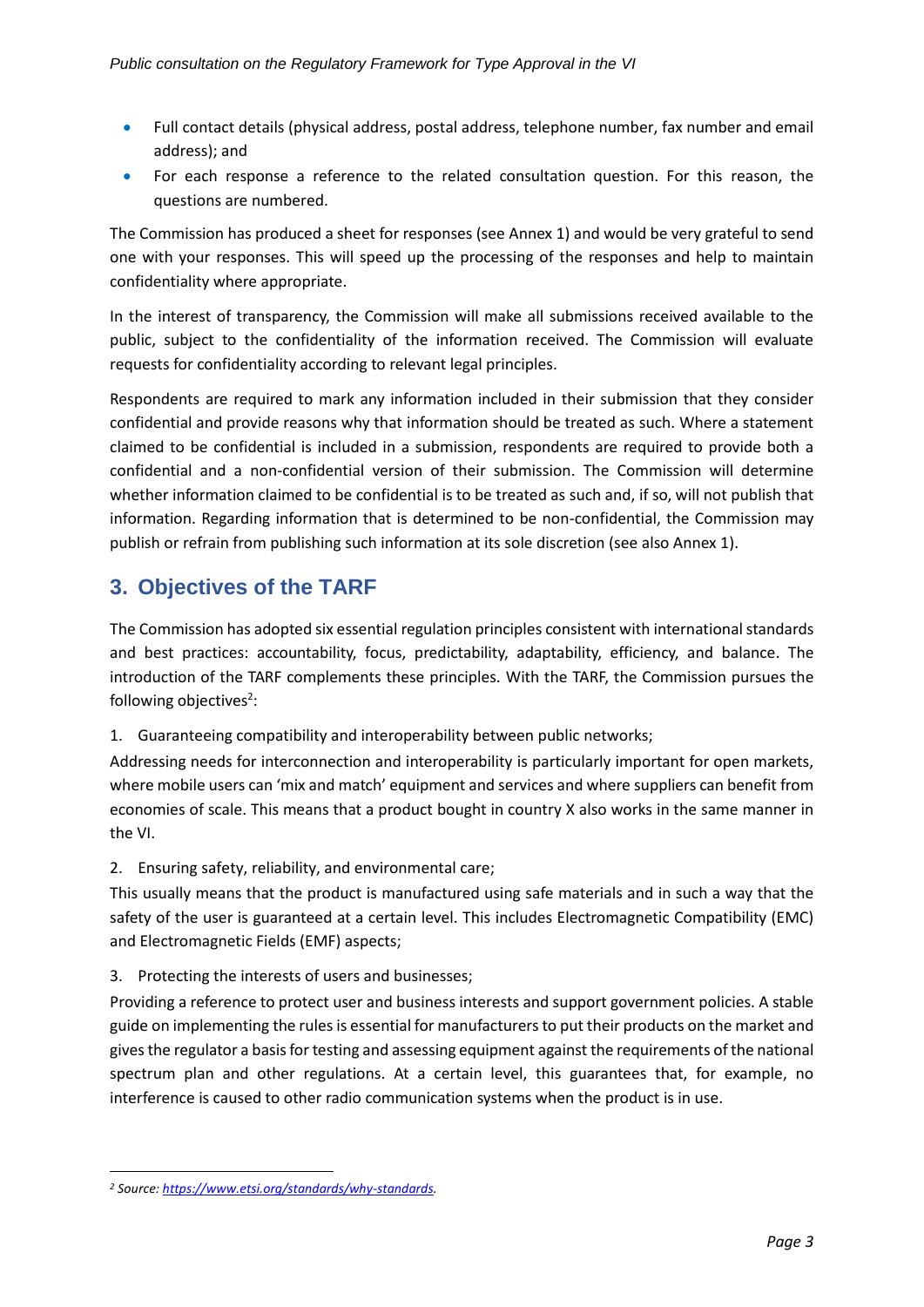- Full contact details (physical address, postal address, telephone number, fax number and email address); and
- For each response a reference to the related consultation question. For this reason, the questions are numbered.

The Commission has produced a sheet for responses (see Annex 1) and would be very grateful to send one with your responses. This will speed up the processing of the responses and help to maintain confidentiality where appropriate.

In the interest of transparency, the Commission will make all submissions received available to the public, subject to the confidentiality of the information received. The Commission will evaluate requests for confidentiality according to relevant legal principles.

Respondents are required to mark any information included in their submission that they consider confidential and provide reasons why that information should be treated as such. Where a statement claimed to be confidential is included in a submission, respondents are required to provide both a confidential and a non-confidential version of their submission. The Commission will determine whether information claimed to be confidential is to be treated as such and, if so, will not publish that information. Regarding information that is determined to be non-confidential, the Commission may publish or refrain from publishing such information at its sole discretion (see also Annex 1).

## 3. Objectives of the TARF

The Commission has adopted six essential regulation principles consistent with international standards and best practices: accountability, focus, predictability, adaptability, efficiency, and balance. The introduction of the TARF complements these principles. With the TARF, the Commission pursues the following objectives[2]:

1. Guaranteeing compatibility and interoperability between public networks;

Addressing needs for interconnection and interoperability is particularly important for open markets, where mobile users can 'mix and match' equipment and services and where suppliers can benefit from economies of scale. This means that a product bought in country X also works in the same manner in the VI.

2. Ensuring safety, reliability, and environmental care;

This usually means that the product is manufactured using safe materials and in such a way that the safety of the user is guaranteed at a certain level. This includes Electromagnetic Compatibility (EMC) and Electromagnetic Fields (EMF) aspects;

3. Protecting the interests of users and businesses;

Providing a reference to protect user and business interests and support government policies. A stable guide on implementing the rules is essential for manufacturers to put their products on the market and gives the regulator a basis for testing and assessing equipment against the requirements of the national spectrum plan and other regulations. At a certain level, this guarantees that, for example, no interference is caused to other radio communication systems when the product is in use.

---

[2] *Source: https://www.etsi.org/standards/why-standards.*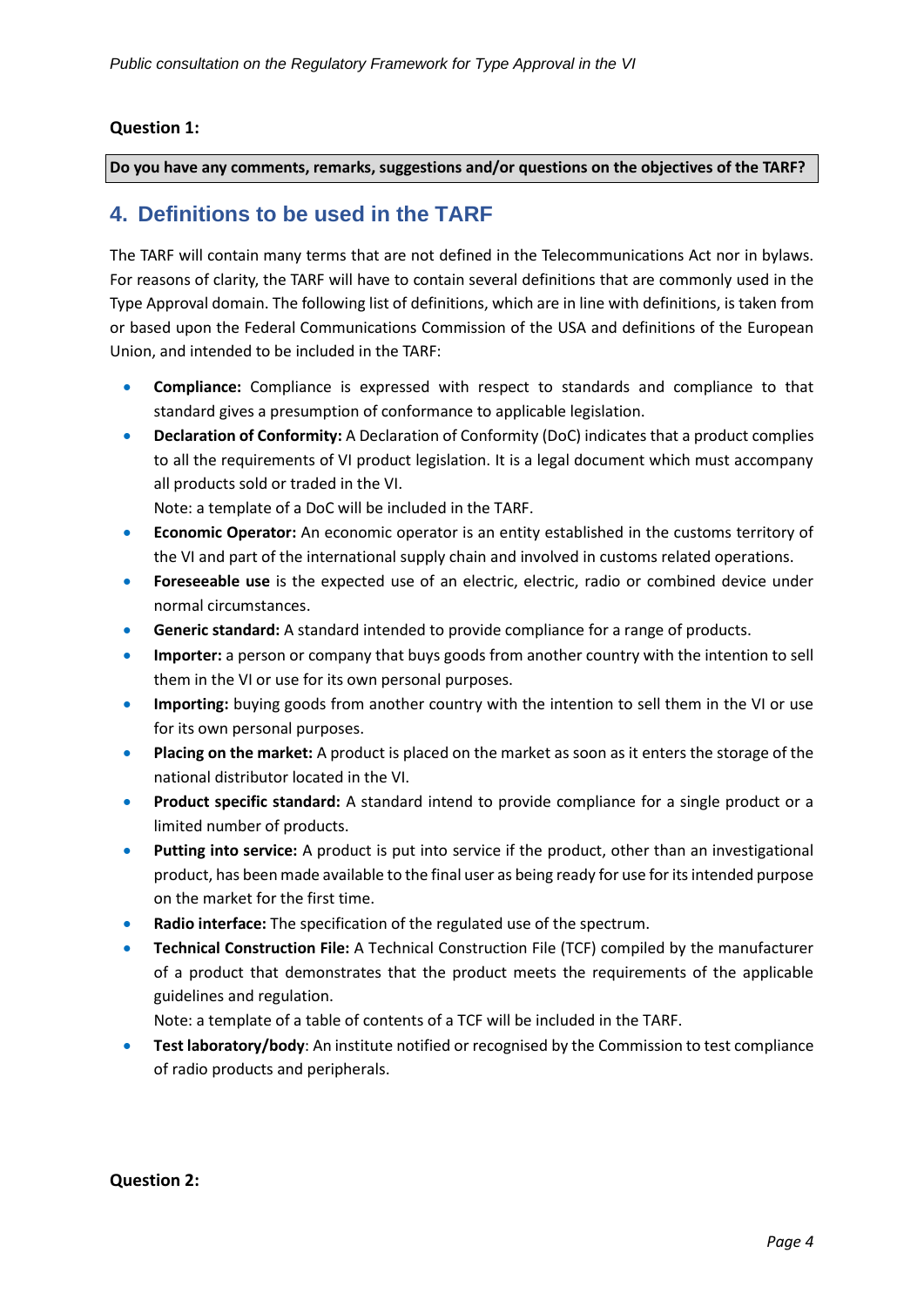**Question 1:**

**Do you have any comments, remarks, suggestions and/or questions on the objectives of the TARF?**

## 4. Definitions to be used in the TARF

The TARF will contain many terms that are not defined in the Telecommunications Act nor in bylaws. For reasons of clarity, the TARF will have to contain several definitions that are commonly used in the Type Approval domain. The following list of definitions, which are in line with definitions, is taken from or based upon the Federal Communications Commission of the USA and definitions of the European Union, and intended to be included in the TARF:

- **Compliance:** Compliance is expressed with respect to standards and compliance to that standard gives a presumption of conformance to applicable legislation.
- **Declaration of Conformity:** A Declaration of Conformity (DoC) indicates that a product complies to all the requirements of VI product legislation. It is a legal document which must accompany all products sold or traded in the VI.
  Note: a template of a DoC will be included in the TARF.
- **Economic Operator:** An economic operator is an entity established in the customs territory of the VI and part of the international supply chain and involved in customs related operations.
- **Foreseeable use** is the expected use of an electric, electric, radio or combined device under normal circumstances.
- **Generic standard:** A standard intended to provide compliance for a range of products.
- **Importer:** a person or company that buys goods from another country with the intention to sell them in the VI or use for its own personal purposes.
- **Importing:** buying goods from another country with the intention to sell them in the VI or use for its own personal purposes.
- **Placing on the market:** A product is placed on the market as soon as it enters the storage of the national distributor located in the VI.
- **Product specific standard:** A standard intend to provide compliance for a single product or a limited number of products.
- **Putting into service:** A product is put into service if the product, other than an investigational product, has been made available to the final user as being ready for use for its intended purpose on the market for the first time.
- **Radio interface:** The specification of the regulated use of the spectrum.
- **Technical Construction File:** A Technical Construction File (TCF) compiled by the manufacturer of a product that demonstrates that the product meets the requirements of the applicable guidelines and regulation.
  Note: a template of a table of contents of a TCF will be included in the TARF.
- **Test laboratory/body**: An institute notified or recognised by the Commission to test compliance of radio products and peripherals.

**Question 2:**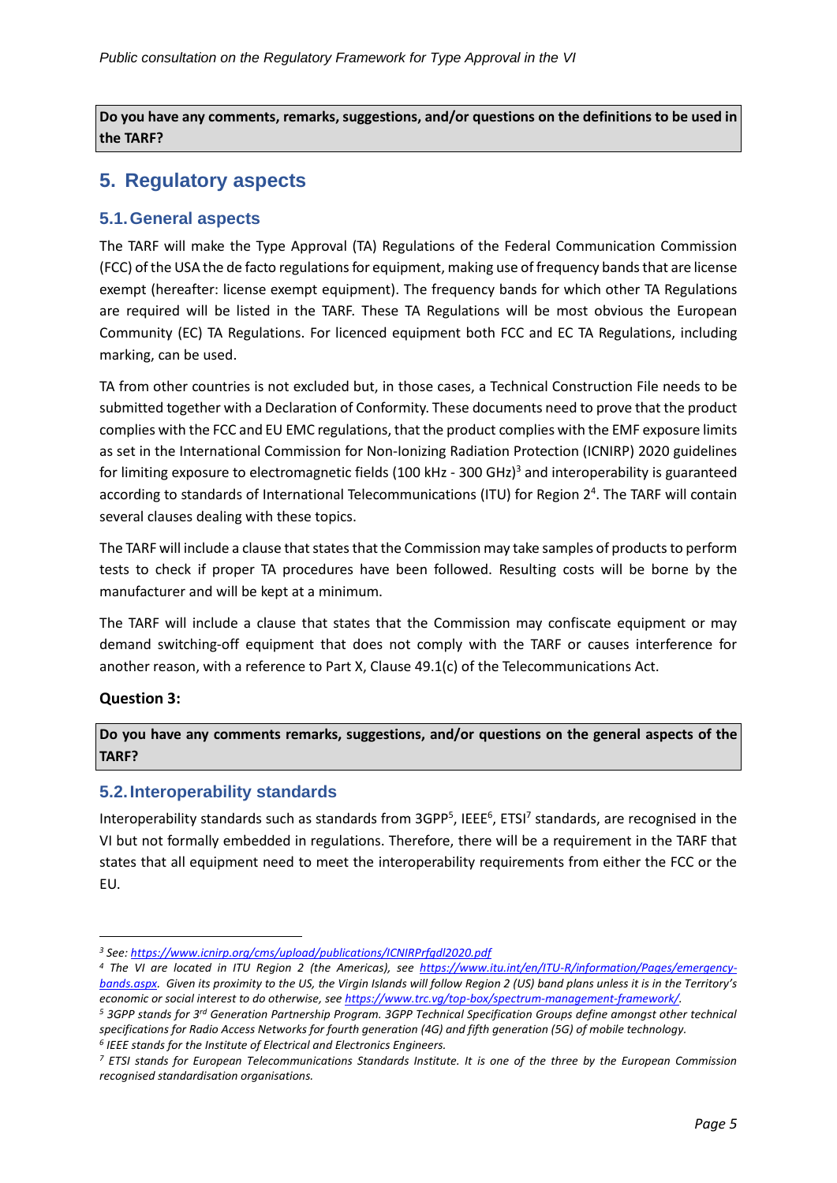**Do you have any comments, remarks, suggestions, and/or questions on the definitions to be used in the TARF?**

## 5. Regulatory aspects

### 5.1. General aspects

The TARF will make the Type Approval (TA) Regulations of the Federal Communication Commission (FCC) of the USA the de facto regulations for equipment, making use of frequency bands that are license exempt (hereafter: license exempt equipment). The frequency bands for which other TA Regulations are required will be listed in the TARF. These TA Regulations will be most obvious the European Community (EC) TA Regulations. For licenced equipment both FCC and EC TA Regulations, including marking, can be used.

TA from other countries is not excluded but, in those cases, a Technical Construction File needs to be submitted together with a Declaration of Conformity. These documents need to prove that the product complies with the FCC and EU EMC regulations, that the product complies with the EMF exposure limits as set in the International Commission for Non-Ionizing Radiation Protection (ICNIRP) 2020 guidelines for limiting exposure to electromagnetic fields (100 kHz - 300 GHz)[3] and interoperability is guaranteed according to standards of International Telecommunications (ITU) for Region 2[4]. The TARF will contain several clauses dealing with these topics.

The TARF will include a clause that states that the Commission may take samples of products to perform tests to check if proper TA procedures have been followed. Resulting costs will be borne by the manufacturer and will be kept at a minimum.

The TARF will include a clause that states that the Commission may confiscate equipment or may demand switching-off equipment that does not comply with the TARF or causes interference for another reason, with a reference to Part X, Clause 49.1(c) of the Telecommunications Act.

**Question 3:**

**Do you have any comments remarks, suggestions, and/or questions on the general aspects of the TARF?**

### 5.2. Interoperability standards

Interoperability standards such as standards from 3GPP[5], IEEE[6], ETSI[7] standards, are recognised in the VI but not formally embedded in regulations. Therefore, there will be a requirement in the TARF that states that all equipment need to meet the interoperability requirements from either the FCC or the EU.

---

[3] *See: https://www.icnirp.org/cms/upload/publications/ICNIRPrfgdl2020.pdf*

[4] *The VI are located in ITU Region 2 (the Americas), see https://www.itu.int/en/ITU-R/information/Pages/emergency-bands.aspx. Given its proximity to the US, the Virgin Islands will follow Region 2 (US) band plans unless it is in the Territory's economic or social interest to do otherwise, see https://www.trc.vg/top-box/spectrum-management-framework/.*

[5] *3GPP stands for 3rd Generation Partnership Program. 3GPP Technical Specification Groups define amongst other technical specifications for Radio Access Networks for fourth generation (4G) and fifth generation (5G) of mobile technology.*

[6] *IEEE stands for the Institute of Electrical and Electronics Engineers.*

[7] *ETSI stands for European Telecommunications Standards Institute. It is one of the three by the European Commission recognised standardisation organisations.*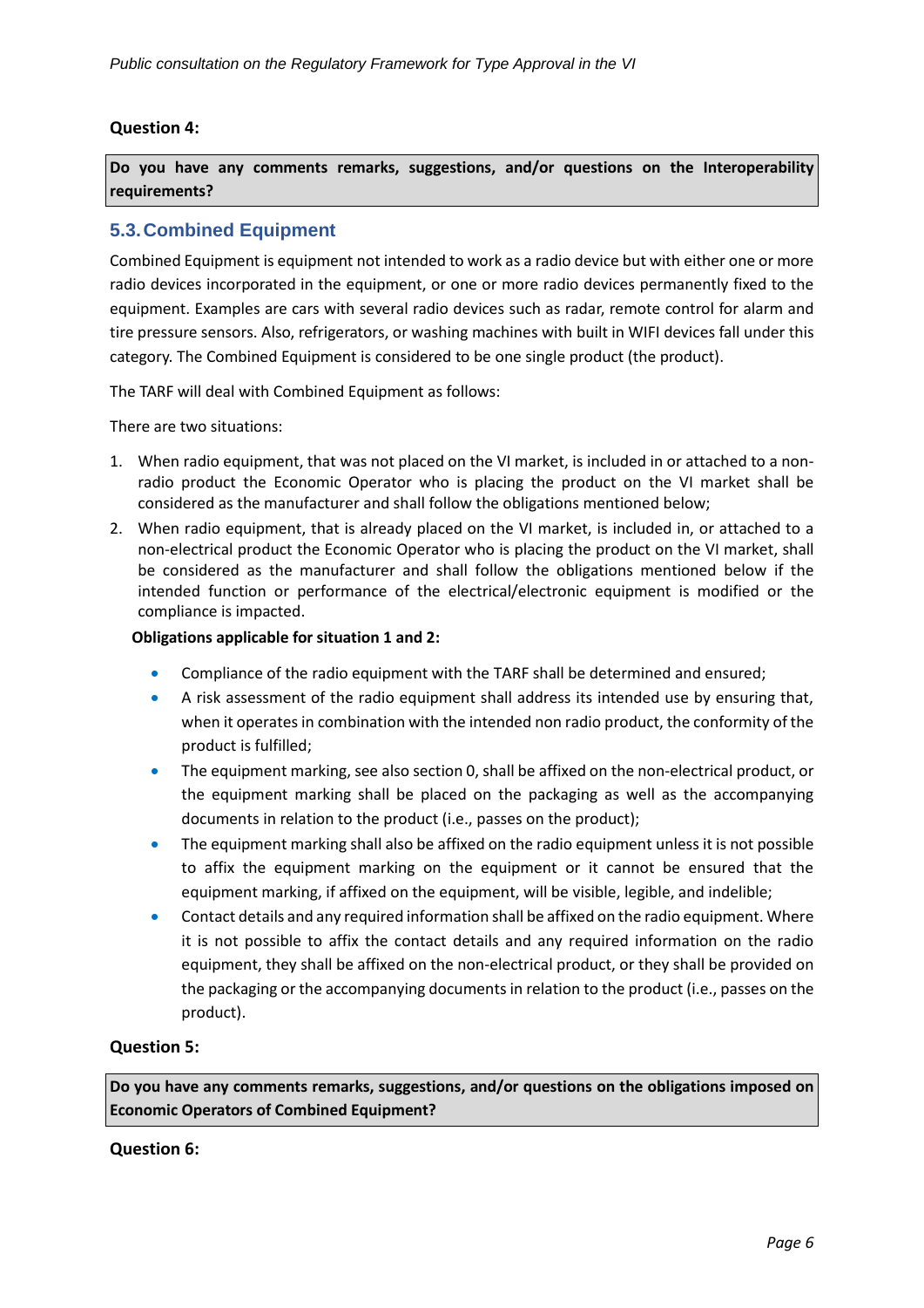**Question 4:**

**Do you have any comments remarks, suggestions, and/or questions on the Interoperability requirements?**

## 5.3. Combined Equipment

Combined Equipment is equipment not intended to work as a radio device but with either one or more radio devices incorporated in the equipment, or one or more radio devices permanently fixed to the equipment. Examples are cars with several radio devices such as radar, remote control for alarm and tire pressure sensors. Also, refrigerators, or washing machines with built in WIFI devices fall under this category. The Combined Equipment is considered to be one single product (the product).

The TARF will deal with Combined Equipment as follows:

There are two situations:

1. When radio equipment, that was not placed on the VI market, is included in or attached to a non-radio product the Economic Operator who is placing the product on the VI market shall be considered as the manufacturer and shall follow the obligations mentioned below;
2. When radio equipment, that is already placed on the VI market, is included in, or attached to a non-electrical product the Economic Operator who is placing the product on the VI market, shall be considered as the manufacturer and shall follow the obligations mentioned below if the intended function or performance of the electrical/electronic equipment is modified or the compliance is impacted.

**Obligations applicable for situation 1 and 2:**

- Compliance of the radio equipment with the TARF shall be determined and ensured;
- A risk assessment of the radio equipment shall address its intended use by ensuring that, when it operates in combination with the intended non radio product, the conformity of the product is fulfilled;
- The equipment marking, see also section 0, shall be affixed on the non-electrical product, or the equipment marking shall be placed on the packaging as well as the accompanying documents in relation to the product (i.e., passes on the product);
- The equipment marking shall also be affixed on the radio equipment unless it is not possible to affix the equipment marking on the equipment or it cannot be ensured that the equipment marking, if affixed on the equipment, will be visible, legible, and indelible;
- Contact details and any required information shall be affixed on the radio equipment. Where it is not possible to affix the contact details and any required information on the radio equipment, they shall be affixed on the non-electrical product, or they shall be provided on the packaging or the accompanying documents in relation to the product (i.e., passes on the product).

**Question 5:**

**Do you have any comments remarks, suggestions, and/or questions on the obligations imposed on Economic Operators of Combined Equipment?**

**Question 6:**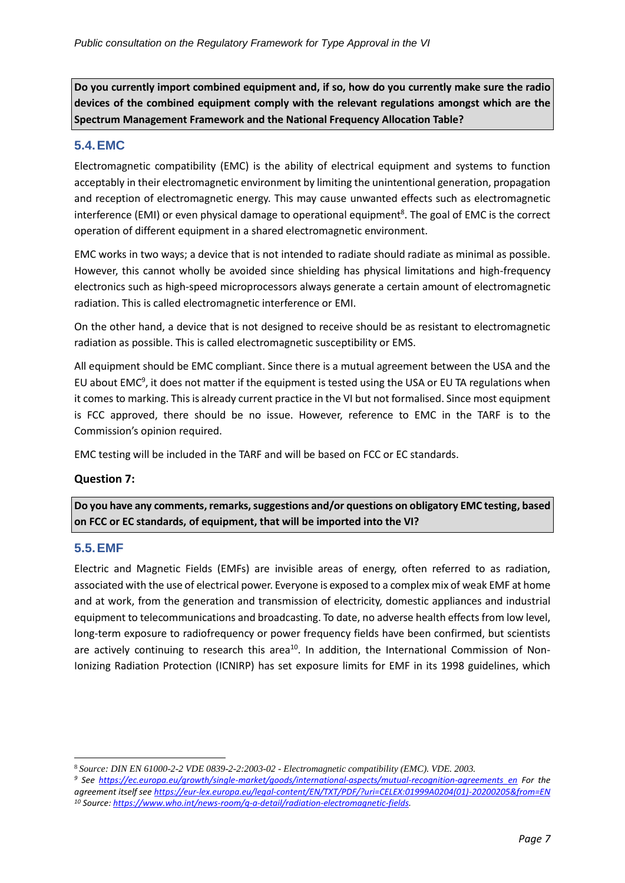**Do you currently import combined equipment and, if so, how do you currently make sure the radio devices of the combined equipment comply with the relevant regulations amongst which are the Spectrum Management Framework and the National Frequency Allocation Table?**

## 5.4. EMC

Electromagnetic compatibility (EMC) is the ability of electrical equipment and systems to function acceptably in their electromagnetic environment by limiting the unintentional generation, propagation and reception of electromagnetic energy. This may cause unwanted effects such as electromagnetic interference (EMI) or even physical damage to operational equipment[8]. The goal of EMC is the correct operation of different equipment in a shared electromagnetic environment.

EMC works in two ways; a device that is not intended to radiate should radiate as minimal as possible. However, this cannot wholly be avoided since shielding has physical limitations and high-frequency electronics such as high-speed microprocessors always generate a certain amount of electromagnetic radiation. This is called electromagnetic interference or EMI.

On the other hand, a device that is not designed to receive should be as resistant to electromagnetic radiation as possible. This is called electromagnetic susceptibility or EMS.

All equipment should be EMC compliant. Since there is a mutual agreement between the USA and the EU about EMC[9], it does not matter if the equipment is tested using the USA or EU TA regulations when it comes to marking. This is already current practice in the VI but not formalised. Since most equipment is FCC approved, there should be no issue. However, reference to EMC in the TARF is to the Commission's opinion required.

EMC testing will be included in the TARF and will be based on FCC or EC standards.

**Question 7:**

**Do you have any comments, remarks, suggestions and/or questions on obligatory EMC testing, based on FCC or EC standards, of equipment, that will be imported into the VI?**

## 5.5. EMF

Electric and Magnetic Fields (EMFs) are invisible areas of energy, often referred to as radiation, associated with the use of electrical power. Everyone is exposed to a complex mix of weak EMF at home and at work, from the generation and transmission of electricity, domestic appliances and industrial equipment to telecommunications and broadcasting. To date, no adverse health effects from low level, long-term exposure to radiofrequency or power frequency fields have been confirmed, but scientists are actively continuing to research this area[10]. In addition, the International Commission of Non-Ionizing Radiation Protection (ICNIRP) has set exposure limits for EMF in its 1998 guidelines, which

---

[8] *Source: DIN EN 61000-2-2 VDE 0839-2-2:2003-02 - Electromagnetic compatibility (EMC). VDE. 2003.*

[9] *See https://ec.europa.eu/growth/single-market/goods/international-aspects/mutual-recognition-agreements_en For the agreement itself see https://eur-lex.europa.eu/legal-content/EN/TXT/PDF/?uri=CELEX:01999A0204(01)-20200205&from=EN*

[10] *Source: https://www.who.int/news-room/q-a-detail/radiation-electromagnetic-fields.*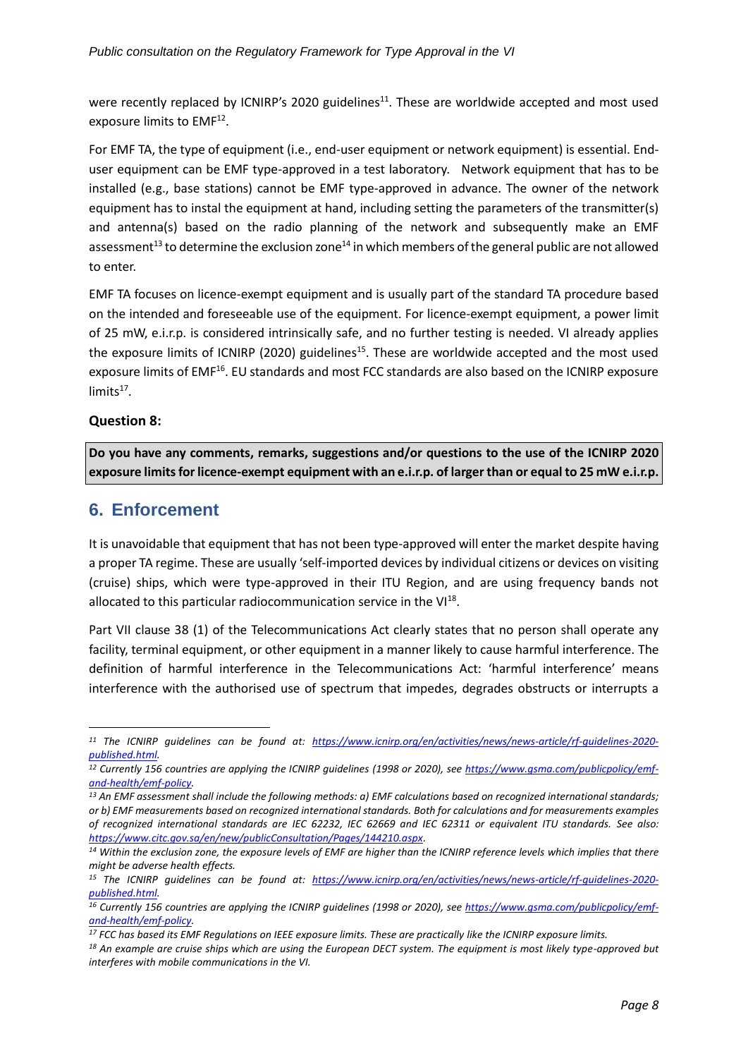were recently replaced by ICNIRP's 2020 guidelines[11]. These are worldwide accepted and most used exposure limits to EMF[12].

For EMF TA, the type of equipment (i.e., end-user equipment or network equipment) is essential. End-user equipment can be EMF type-approved in a test laboratory. Network equipment that has to be installed (e.g., base stations) cannot be EMF type-approved in advance. The owner of the network equipment has to instal the equipment at hand, including setting the parameters of the transmitter(s) and antenna(s) based on the radio planning of the network and subsequently make an EMF assessment[13] to determine the exclusion zone[14] in which members of the general public are not allowed to enter.

EMF TA focuses on licence-exempt equipment and is usually part of the standard TA procedure based on the intended and foreseeable use of the equipment. For licence-exempt equipment, a power limit of 25 mW, e.i.r.p. is considered intrinsically safe, and no further testing is needed. VI already applies the exposure limits of ICNIRP (2020) guidelines[15]. These are worldwide accepted and the most used exposure limits of EMF[16]. EU standards and most FCC standards are also based on the ICNIRP exposure limits[17].

**Question 8:**

**Do you have any comments, remarks, suggestions and/or questions to the use of the ICNIRP 2020 exposure limits for licence-exempt equipment with an e.i.r.p. of larger than or equal to 25 mW e.i.r.p.**

## 6. Enforcement

It is unavoidable that equipment that has not been type-approved will enter the market despite having a proper TA regime. These are usually 'self-imported devices by individual citizens or devices on visiting (cruise) ships, which were type-approved in their ITU Region, and are using frequency bands not allocated to this particular radiocommunication service in the VI[18].

Part VII clause 38 (1) of the Telecommunications Act clearly states that no person shall operate any facility, terminal equipment, or other equipment in a manner likely to cause harmful interference. The definition of harmful interference in the Telecommunications Act: 'harmful interference' means interference with the authorised use of spectrum that impedes, degrades obstructs or interrupts a

---

*[11] The ICNIRP guidelines can be found at: https://www.icnirp.org/en/activities/news/news-article/rf-guidelines-2020-published.html.*

*[12] Currently 156 countries are applying the ICNIRP guidelines (1998 or 2020), see https://www.gsma.com/publicpolicy/emf-and-health/emf-policy.*

*[13] An EMF assessment shall include the following methods: a) EMF calculations based on recognized international standards; or b) EMF measurements based on recognized international standards. Both for calculations and for measurements examples of recognized international standards are IEC 62232, IEC 62669 and IEC 62311 or equivalent ITU standards. See also: https://www.citc.gov.sa/en/new/publicConsultation/Pages/144210.aspx.*

*[14] Within the exclusion zone, the exposure levels of EMF are higher than the ICNIRP reference levels which implies that there might be adverse health effects.*

*[15] The ICNIRP guidelines can be found at: https://www.icnirp.org/en/activities/news/news-article/rf-guidelines-2020-published.html.*

*[16] Currently 156 countries are applying the ICNIRP guidelines (1998 or 2020), see https://www.gsma.com/publicpolicy/emf-and-health/emf-policy.*

*[17] FCC has based its EMF Regulations on IEEE exposure limits. These are practically like the ICNIRP exposure limits.*

*[18] An example are cruise ships which are using the European DECT system. The equipment is most likely type-approved but interferes with mobile communications in the VI.*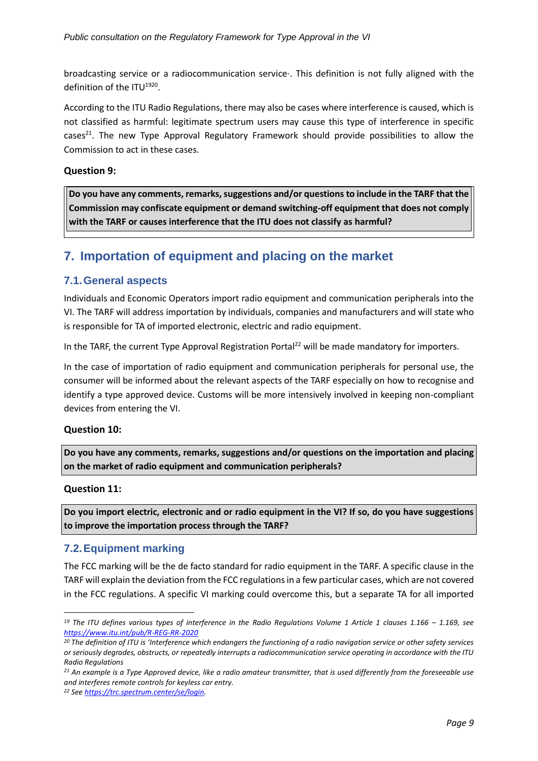broadcasting service or a radiocommunication service·. This definition is not fully aligned with the definition of the ITU[19][20].

According to the ITU Radio Regulations, there may also be cases where interference is caused, which is not classified as harmful: legitimate spectrum users may cause this type of interference in specific cases[21]. The new Type Approval Regulatory Framework should provide possibilities to allow the Commission to act in these cases.

**Question 9:**

| |
|---|
| **Do you have any comments, remarks, suggestions and/or questions to include in the TARF that the Commission may confiscate equipment or demand switching-off equipment that does not comply with the TARF or causes interference that the ITU does not classify as harmful?** |

# 7. Importation of equipment and placing on the market

## 7.1. General aspects

Individuals and Economic Operators import radio equipment and communication peripherals into the VI. The TARF will address importation by individuals, companies and manufacturers and will state who is responsible for TA of imported electronic, electric and radio equipment.

In the TARF, the current Type Approval Registration Portal[22] will be made mandatory for importers.

In the case of importation of radio equipment and communication peripherals for personal use, the consumer will be informed about the relevant aspects of the TARF especially on how to recognise and identify a type approved device. Customs will be more intensively involved in keeping non-compliant devices from entering the VI.

**Question 10:**

| |
|---|
| **Do you have any comments, remarks, suggestions and/or questions on the importation and placing on the market of radio equipment and communication peripherals?** |

**Question 11:**

| |
|---|
| **Do you import electric, electronic and or radio equipment in the VI? If so, do you have suggestions to improve the importation process through the TARF?** |

## 7.2. Equipment marking

The FCC marking will be the de facto standard for radio equipment in the TARF. A specific clause in the TARF will explain the deviation from the FCC regulations in a few particular cases, which are not covered in the FCC regulations. A specific VI marking could overcome this, but a separate TA for all imported

---

[19] *The ITU defines various types of interference in the Radio Regulations Volume 1 Article 1 clauses 1.166 – 1.169, see https://www.itu.int/pub/R-REG-RR-2020*

[20] *The definition of ITU is 'Interference which endangers the functioning of a radio navigation service or other safety services or seriously degrades, obstructs, or repeatedly interrupts a radiocommunication service operating in accordance with the ITU Radio Regulations*

[21] *An example is a Type Approved device, like a radio amateur transmitter, that is used differently from the foreseeable use and interferes remote controls for keyless car entry.*

[22] *See https://trc.spectrum.center/se/login.*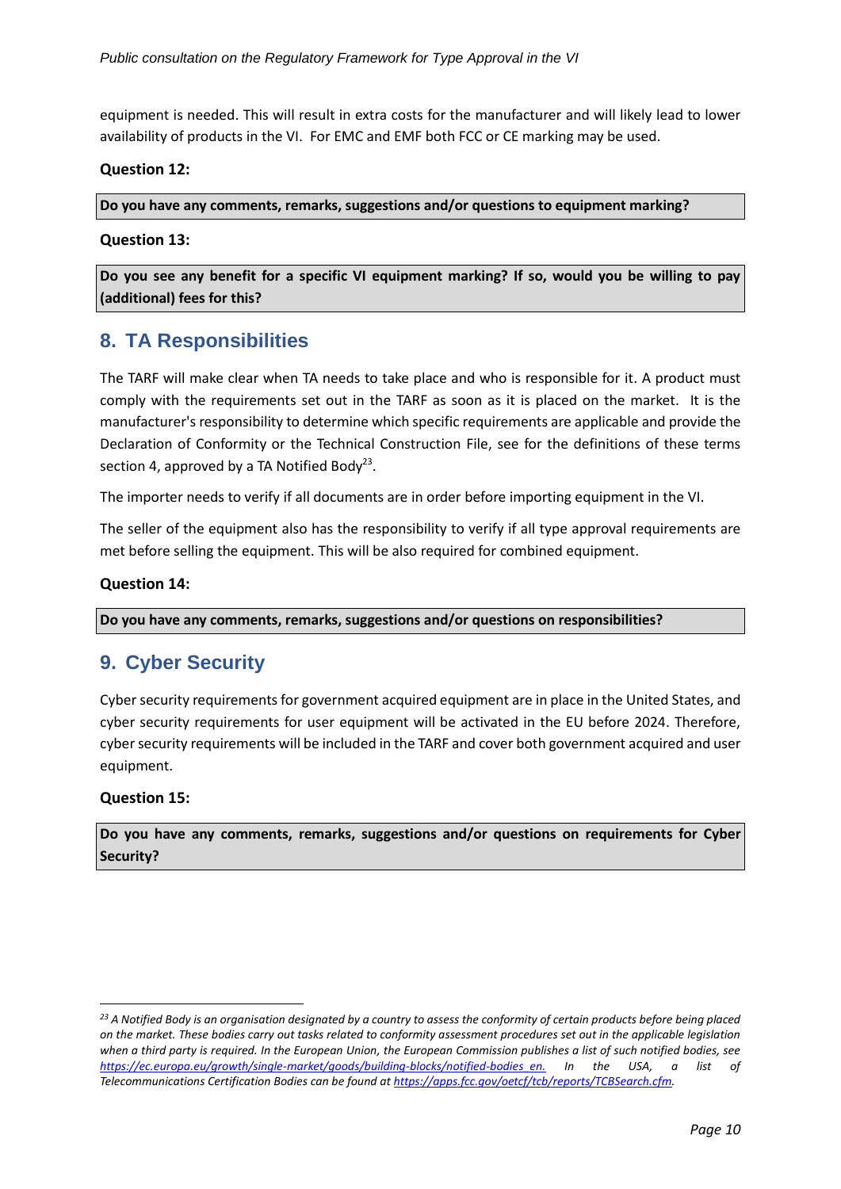equipment is needed. This will result in extra costs for the manufacturer and will likely lead to lower availability of products in the VI. For EMC and EMF both FCC or CE marking may be used.

**Question 12:**

**Do you have any comments, remarks, suggestions and/or questions to equipment marking?**

**Question 13:**

**Do you see any benefit for a specific VI equipment marking? If so, would you be willing to pay (additional) fees for this?**

## 8. TA Responsibilities

The TARF will make clear when TA needs to take place and who is responsible for it. A product must comply with the requirements set out in the TARF as soon as it is placed on the market. It is the manufacturer's responsibility to determine which specific requirements are applicable and provide the Declaration of Conformity or the Technical Construction File, see for the definitions of these terms section 4, approved by a TA Notified Body[23].

The importer needs to verify if all documents are in order before importing equipment in the VI.

The seller of the equipment also has the responsibility to verify if all type approval requirements are met before selling the equipment. This will be also required for combined equipment.

**Question 14:**

**Do you have any comments, remarks, suggestions and/or questions on responsibilities?**

## 9. Cyber Security

Cyber security requirements for government acquired equipment are in place in the United States, and cyber security requirements for user equipment will be activated in the EU before 2024. Therefore, cyber security requirements will be included in the TARF and cover both government acquired and user equipment.

**Question 15:**

**Do you have any comments, remarks, suggestions and/or questions on requirements for Cyber Security?**

---

[23] *A Notified Body is an organisation designated by a country to assess the conformity of certain products before being placed on the market. These bodies carry out tasks related to conformity assessment procedures set out in the applicable legislation when a third party is required. In the European Union, the European Commission publishes a list of such notified bodies, see https://ec.europa.eu/growth/single-market/goods/building-blocks/notified-bodies_en. In the USA, a list of Telecommunications Certification Bodies can be found at https://apps.fcc.gov/oetcf/tcb/reports/TCBSearch.cfm.*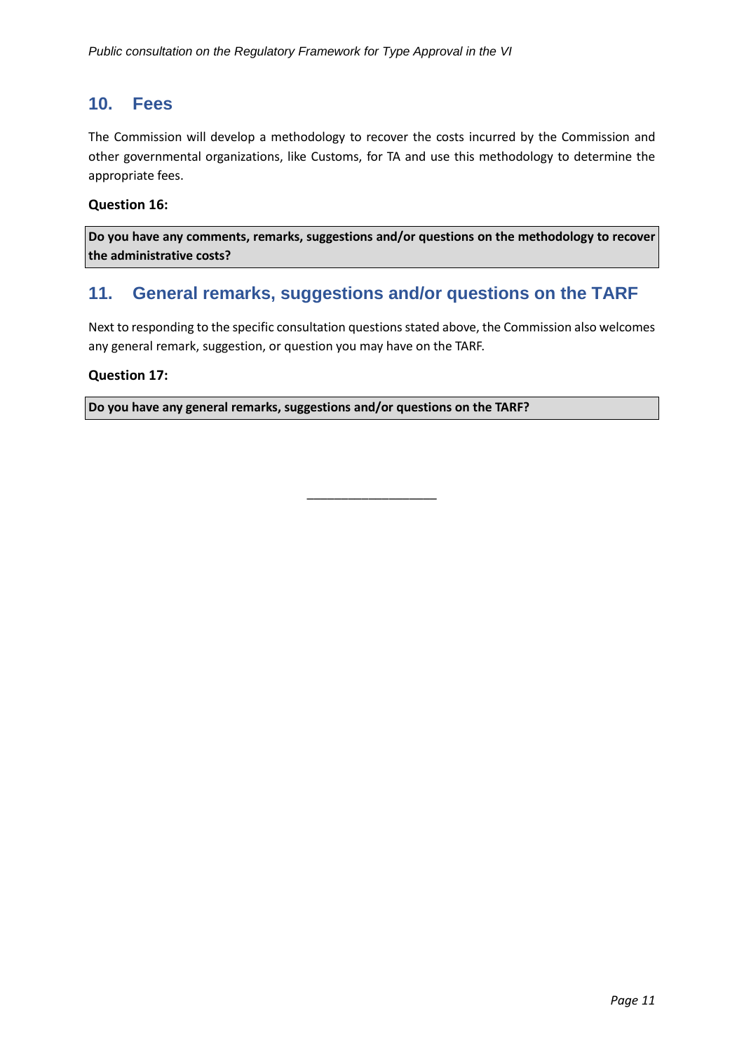## 10. Fees

The Commission will develop a methodology to recover the costs incurred by the Commission and other governmental organizations, like Customs, for TA and use this methodology to determine the appropriate fees.

**Question 16:**

| |
|---|
| **Do you have any comments, remarks, suggestions and/or questions on the methodology to recover the administrative costs?** |

## 11. General remarks, suggestions and/or questions on the TARF

Next to responding to the specific consultation questions stated above, the Commission also welcomes any general remark, suggestion, or question you may have on the TARF.

**Question 17:**

| |
|---|
| **Do you have any general remarks, suggestions and/or questions on the TARF?** |

___________________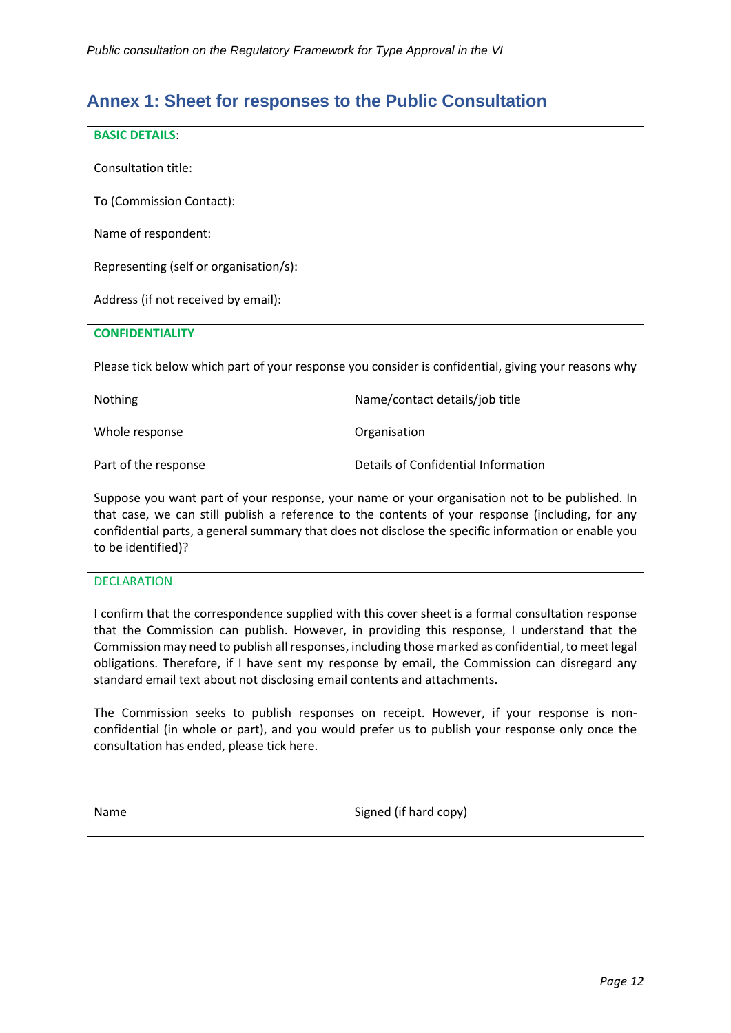## Annex 1: Sheet for responses to the Public Consultation

**BASIC DETAILS**:

Consultation title:

To (Commission Contact):

Name of respondent:

Representing (self or organisation/s):

Address (if not received by email):

**CONFIDENTIALITY**

Please tick below which part of your response you consider is confidential, giving your reasons why

| | |
|---|---|
| Nothing | Name/contact details/job title |
| Whole response | Organisation |
| Part of the response | Details of Confidential Information |

Suppose you want part of your response, your name or your organisation not to be published. In that case, we can still publish a reference to the contents of your response (including, for any confidential parts, a general summary that does not disclose the specific information or enable you to be identified)?

DECLARATION

I confirm that the correspondence supplied with this cover sheet is a formal consultation response that the Commission can publish. However, in providing this response, I understand that the Commission may need to publish all responses, including those marked as confidential, to meet legal obligations. Therefore, if I have sent my response by email, the Commission can disregard any standard email text about not disclosing email contents and attachments.

The Commission seeks to publish responses on receipt. However, if your response is non-confidential (in whole or part), and you would prefer us to publish your response only once the consultation has ended, please tick here.

| | |
|---|---|
| Name | Signed (if hard copy) |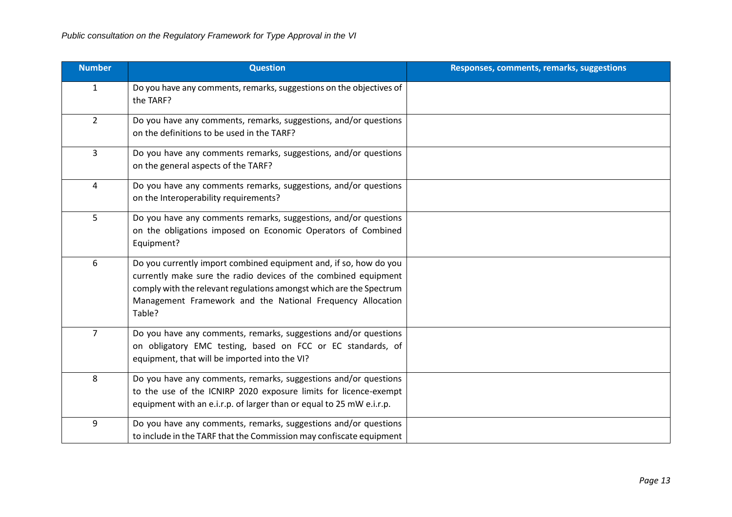| Number | Question | Responses, comments, remarks, suggestions |
|---|---|---|
| 1 | Do you have any comments, remarks, suggestions on the objectives of the TARF? | |
| 2 | Do you have any comments, remarks, suggestions, and/or questions on the definitions to be used in the TARF? | |
| 3 | Do you have any comments remarks, suggestions, and/or questions on the general aspects of the TARF? | |
| 4 | Do you have any comments remarks, suggestions, and/or questions on the Interoperability requirements? | |
| 5 | Do you have any comments remarks, suggestions, and/or questions on the obligations imposed on Economic Operators of Combined Equipment? | |
| 6 | Do you currently import combined equipment and, if so, how do you currently make sure the radio devices of the combined equipment comply with the relevant regulations amongst which are the Spectrum Management Framework and the National Frequency Allocation Table? | |
| 7 | Do you have any comments, remarks, suggestions and/or questions on obligatory EMC testing, based on FCC or EC standards, of equipment, that will be imported into the VI? | |
| 8 | Do you have any comments, remarks, suggestions and/or questions to the use of the ICNIRP 2020 exposure limits for licence-exempt equipment with an e.i.r.p. of larger than or equal to 25 mW e.i.r.p. | |
| 9 | Do you have any comments, remarks, suggestions and/or questions to include in the TARF that the Commission may confiscate equipment | |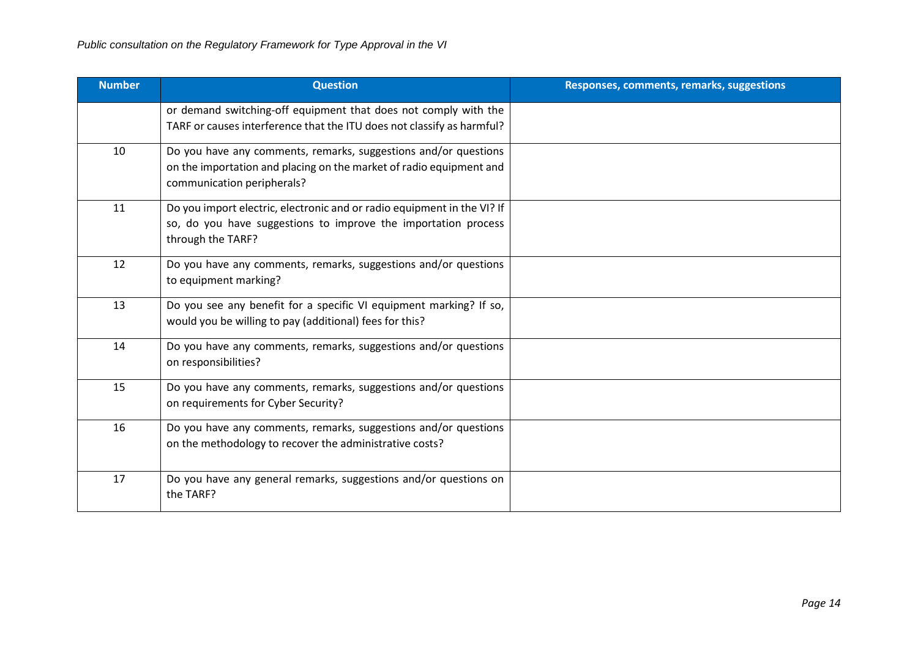| Number | Question | Responses, comments, remarks, suggestions |
|---|---|---|
| | or demand switching-off equipment that does not comply with the TARF or causes interference that the ITU does not classify as harmful? | |
| 10 | Do you have any comments, remarks, suggestions and/or questions on the importation and placing on the market of radio equipment and communication peripherals? | |
| 11 | Do you import electric, electronic and or radio equipment in the VI? If so, do you have suggestions to improve the importation process through the TARF? | |
| 12 | Do you have any comments, remarks, suggestions and/or questions to equipment marking? | |
| 13 | Do you see any benefit for a specific VI equipment marking? If so, would you be willing to pay (additional) fees for this? | |
| 14 | Do you have any comments, remarks, suggestions and/or questions on responsibilities? | |
| 15 | Do you have any comments, remarks, suggestions and/or questions on requirements for Cyber Security? | |
| 16 | Do you have any comments, remarks, suggestions and/or questions on the methodology to recover the administrative costs? | |
| 17 | Do you have any general remarks, suggestions and/or questions on the TARF? | |